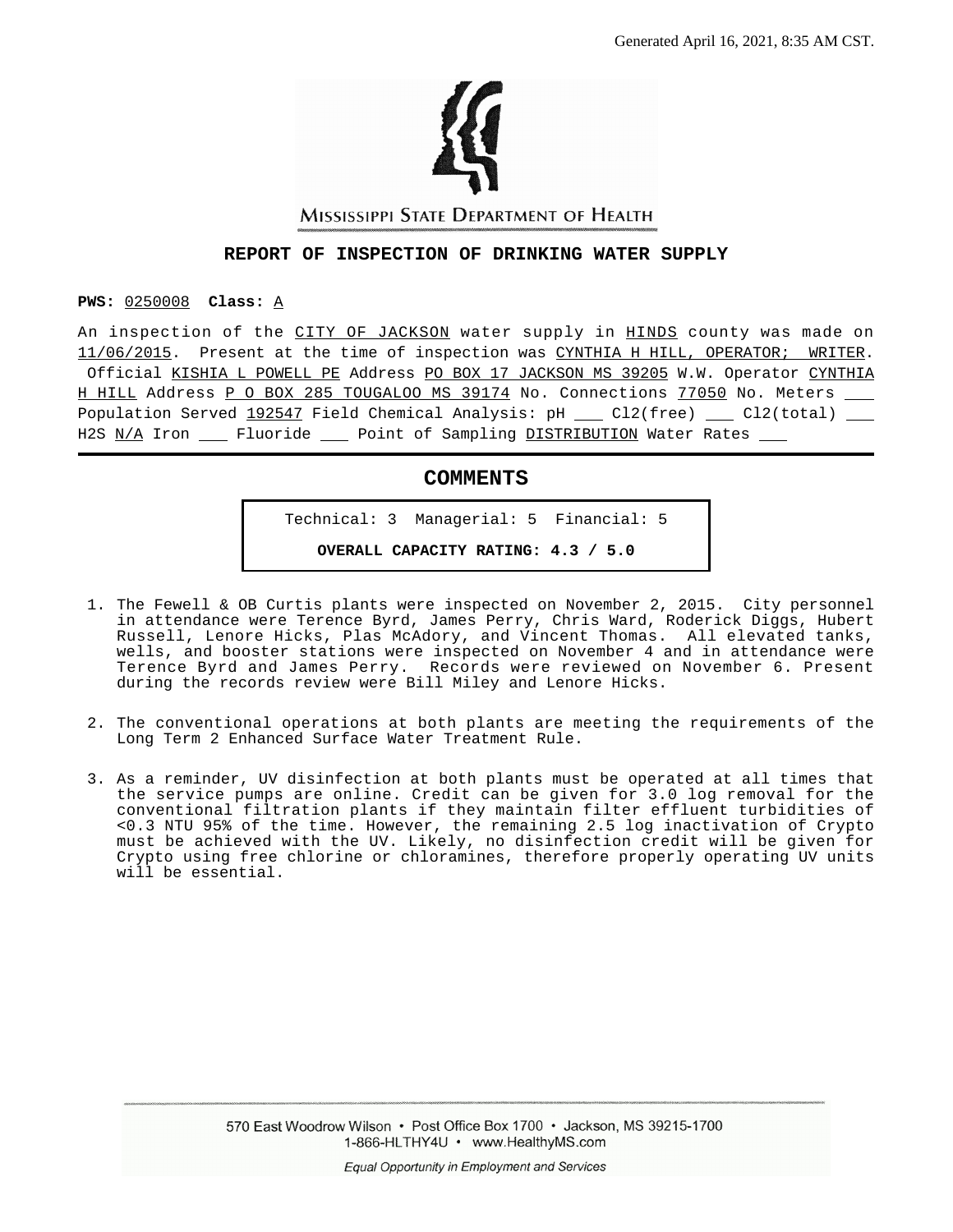Generated April 16, 2021, 8:35 AM CST.

MISSISSIPPI STATE DEPARTMENT OF HEALTH

## REPORT OF INSPECTION OF DRINKING WATER SUPPLY

**PWS:** 0250008 **Class:** A

An inspection of the CITY OF JACKSON water supply in HINDS county was made on 11/06/2015. Present at the time of inspection was CYNTHIA H HILL, OPERATOR; WRITER. Official KISHIA L POWELL PE Address PO BOX 17 JACKSON MS 39205 W.W. Operator CYNTHIA H HILL Address P O BOX 285 TOUGALOO MS 39174 No. Connections 77050 No. Meters \_\_\_ Population Served 192547 Field Chemical Analysis: pH \_\_\_ Cl2(free) \_\_\_ Cl2(total) \_\_\_ H2S N/A Iron \_\_\_ Fluoride \_\_\_ Point of Sampling DISTRIBUTION Water Rates \_\_\_

## COMMENTS

Technical: 3 Managerial: 5 Financial: 5

**OVERALL CAPACITY RATING: 4.3 / 5.0**

1. The Fewell & OB Curtis plants were inspected on November 2, 2015. City personnel in attendance were Terence Byrd, James Perry, Chris Ward, Roderick Diggs, Hubert Russell, Lenore Hicks, Plas McAdory, and Vincent Thomas. All elevated tanks, wells, and booster stations were inspected on November 4 and in attendance were Terence Byrd and James Perry. Records were reviewed on November 6. Present during the records review were Bill Miley and Lenore Hicks.

2. The conventional operations at both plants are meeting the requirements of the Long Term 2 Enhanced Surface Water Treatment Rule.

3. As a reminder, UV disinfection at both plants must be operated at all times that the service pumps are online. Credit can be given for 3.0 log removal for the conventional filtration plants if they maintain filter effluent turbidities of <0.3 NTU 95% of the time. However, the remaining 2.5 log inactivation of Crypto must be achieved with the UV. Likely, no disinfection credit will be given for Crypto using free chlorine or chloramines, therefore properly operating UV units will be essential.

570 East Woodrow Wilson • Post Office Box 1700 • Jackson, MS 39215-1700
1-866-HLTHY4U • www.HealthyMS.com

*Equal Opportunity in Employment and Services*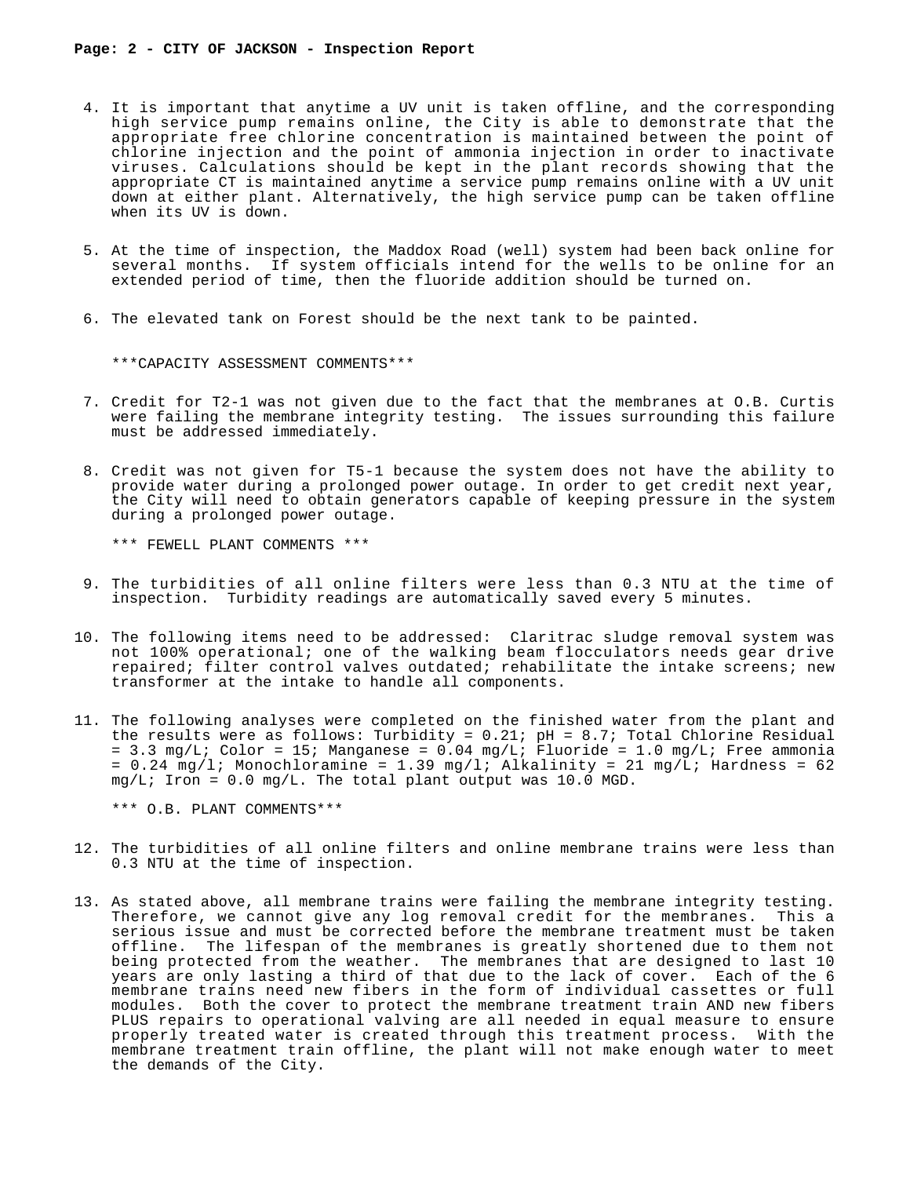4. It is important that anytime a UV unit is taken offline, and the corresponding high service pump remains online, the City is able to demonstrate that the appropriate free chlorine concentration is maintained between the point of chlorine injection and the point of ammonia injection in order to inactivate viruses. Calculations should be kept in the plant records showing that the appropriate CT is maintained anytime a service pump remains online with a UV unit down at either plant. Alternatively, the high service pump can be taken offline when its UV is down.

5. At the time of inspection, the Maddox Road (well) system had been back online for several months. If system officials intend for the wells to be online for an extended period of time, then the fluoride addition should be turned on.

6. The elevated tank on Forest should be the next tank to be painted.

***CAPACITY ASSESSMENT COMMENTS***

7. Credit for T2-1 was not given due to the fact that the membranes at O.B. Curtis were failing the membrane integrity testing. The issues surrounding this failure must be addressed immediately.

8. Credit was not given for T5-1 because the system does not have the ability to provide water during a prolonged power outage. In order to get credit next year, the City will need to obtain generators capable of keeping pressure in the system during a prolonged power outage.

*** FEWELL PLANT COMMENTS ***

9. The turbidities of all online filters were less than 0.3 NTU at the time of inspection. Turbidity readings are automatically saved every 5 minutes.

10. The following items need to be addressed: Claritrac sludge removal system was not 100% operational; one of the walking beam flocculators needs gear drive repaired; filter control valves outdated; rehabilitate the intake screens; new transformer at the intake to handle all components.

11. The following analyses were completed on the finished water from the plant and the results were as follows: Turbidity = 0.21; pH = 8.7; Total Chlorine Residual = 3.3 mg/L; Color = 15; Manganese = 0.04 mg/L; Fluoride = 1.0 mg/L; Free ammonia = 0.24 mg/l; Monochloramine = 1.39 mg/l; Alkalinity = 21 mg/L; Hardness = 62 mg/L; Iron = 0.0 mg/L. The total plant output was 10.0 MGD.

*** O.B. PLANT COMMENTS***

12. The turbidities of all online filters and online membrane trains were less than 0.3 NTU at the time of inspection.

13. As stated above, all membrane trains were failing the membrane integrity testing. Therefore, we cannot give any log removal credit for the membranes. This a serious issue and must be corrected before the membrane treatment must be taken offline. The lifespan of the membranes is greatly shortened due to them not being protected from the weather. The membranes that are designed to last 10 years are only lasting a third of that due to the lack of cover. Each of the 6 membrane trains need new fibers in the form of individual cassettes or full modules. Both the cover to protect the membrane treatment train AND new fibers PLUS repairs to operational valving are all needed in equal measure to ensure properly treated water is created through this treatment process. With the membrane treatment train offline, the plant will not make enough water to meet the demands of the City.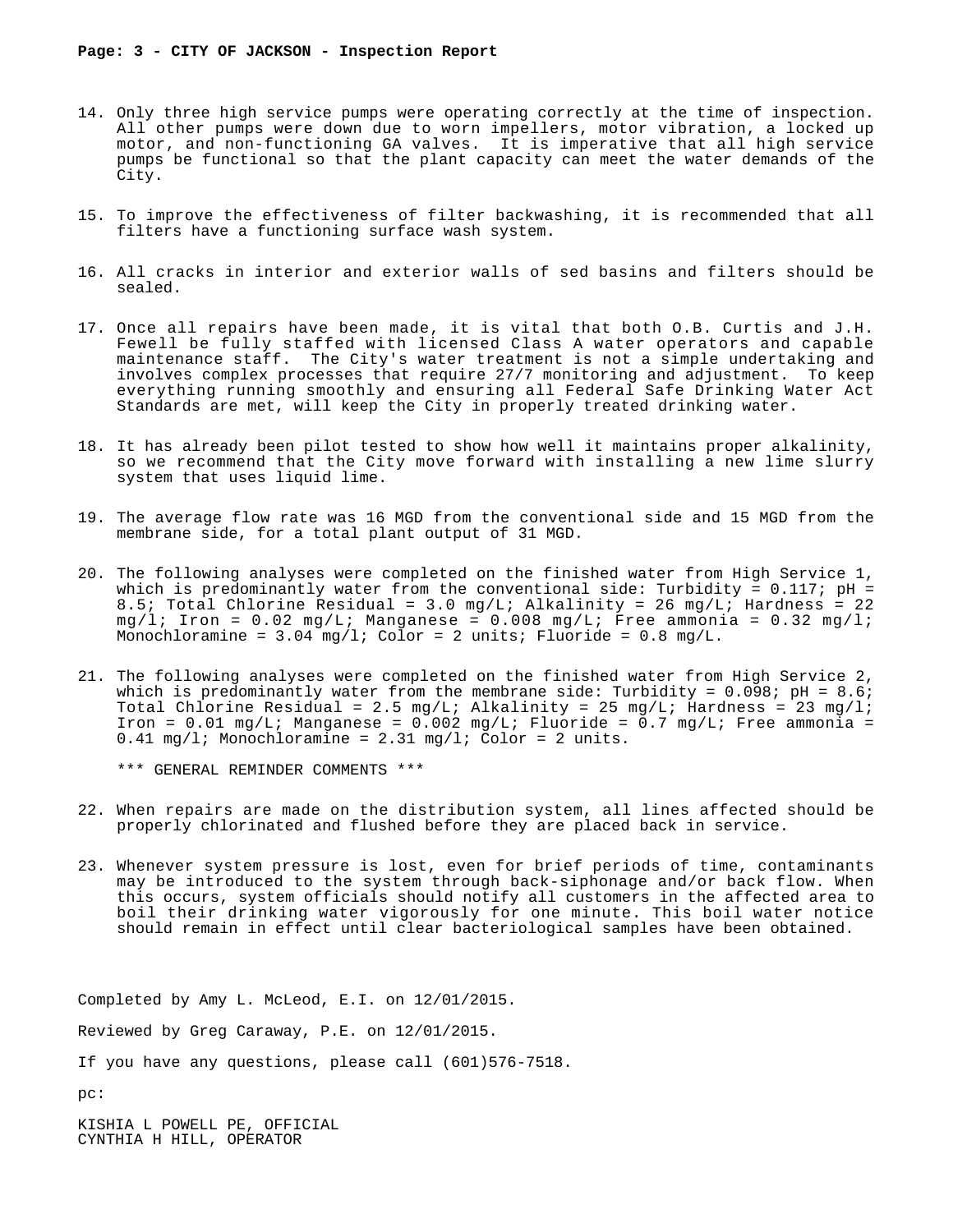14. Only three high service pumps were operating correctly at the time of inspection. All other pumps were down due to worn impellers, motor vibration, a locked up motor, and non-functioning GA valves. It is imperative that all high service pumps be functional so that the plant capacity can meet the water demands of the City.

15. To improve the effectiveness of filter backwashing, it is recommended that all filters have a functioning surface wash system.

16. All cracks in interior and exterior walls of sed basins and filters should be sealed.

17. Once all repairs have been made, it is vital that both O.B. Curtis and J.H. Fewell be fully staffed with licensed Class A water operators and capable maintenance staff. The City's water treatment is not a simple undertaking and involves complex processes that require 27/7 monitoring and adjustment. To keep everything running smoothly and ensuring all Federal Safe Drinking Water Act Standards are met, will keep the City in properly treated drinking water.

18. It has already been pilot tested to show how well it maintains proper alkalinity, so we recommend that the City move forward with installing a new lime slurry system that uses liquid lime.

19. The average flow rate was 16 MGD from the conventional side and 15 MGD from the membrane side, for a total plant output of 31 MGD.

20. The following analyses were completed on the finished water from High Service 1, which is predominantly water from the conventional side: Turbidity = 0.117; pH = 8.5; Total Chlorine Residual = 3.0 mg/L; Alkalinity = 26 mg/L; Hardness = 22 mg/l; Iron = 0.02 mg/L; Manganese = 0.008 mg/L; Free ammonia = 0.32 mg/l; Monochloramine = 3.04 mg/l; Color = 2 units; Fluoride = 0.8 mg/L.

21. The following analyses were completed on the finished water from High Service 2, which is predominantly water from the membrane side: Turbidity = 0.098; pH = 8.6; Total Chlorine Residual = 2.5 mg/L; Alkalinity = 25 mg/L; Hardness = 23 mg/l; Iron = 0.01 mg/L; Manganese = 0.002 mg/L; Fluoride = 0.7 mg/L; Free ammonia = 0.41 mg/l; Monochloramine = 2.31 mg/l; Color = 2 units.

*** GENERAL REMINDER COMMENTS ***

22. When repairs are made on the distribution system, all lines affected should be properly chlorinated and flushed before they are placed back in service.

23. Whenever system pressure is lost, even for brief periods of time, contaminants may be introduced to the system through back-siphonage and/or back flow. When this occurs, system officials should notify all customers in the affected area to boil their drinking water vigorously for one minute. This boil water notice should remain in effect until clear bacteriological samples have been obtained.

Completed by Amy L. McLeod, E.I. on 12/01/2015.

Reviewed by Greg Caraway, P.E. on 12/01/2015.

If you have any questions, please call (601)576-7518.

pc:

KISHIA L POWELL PE, OFFICIAL
CYNTHIA H HILL, OPERATOR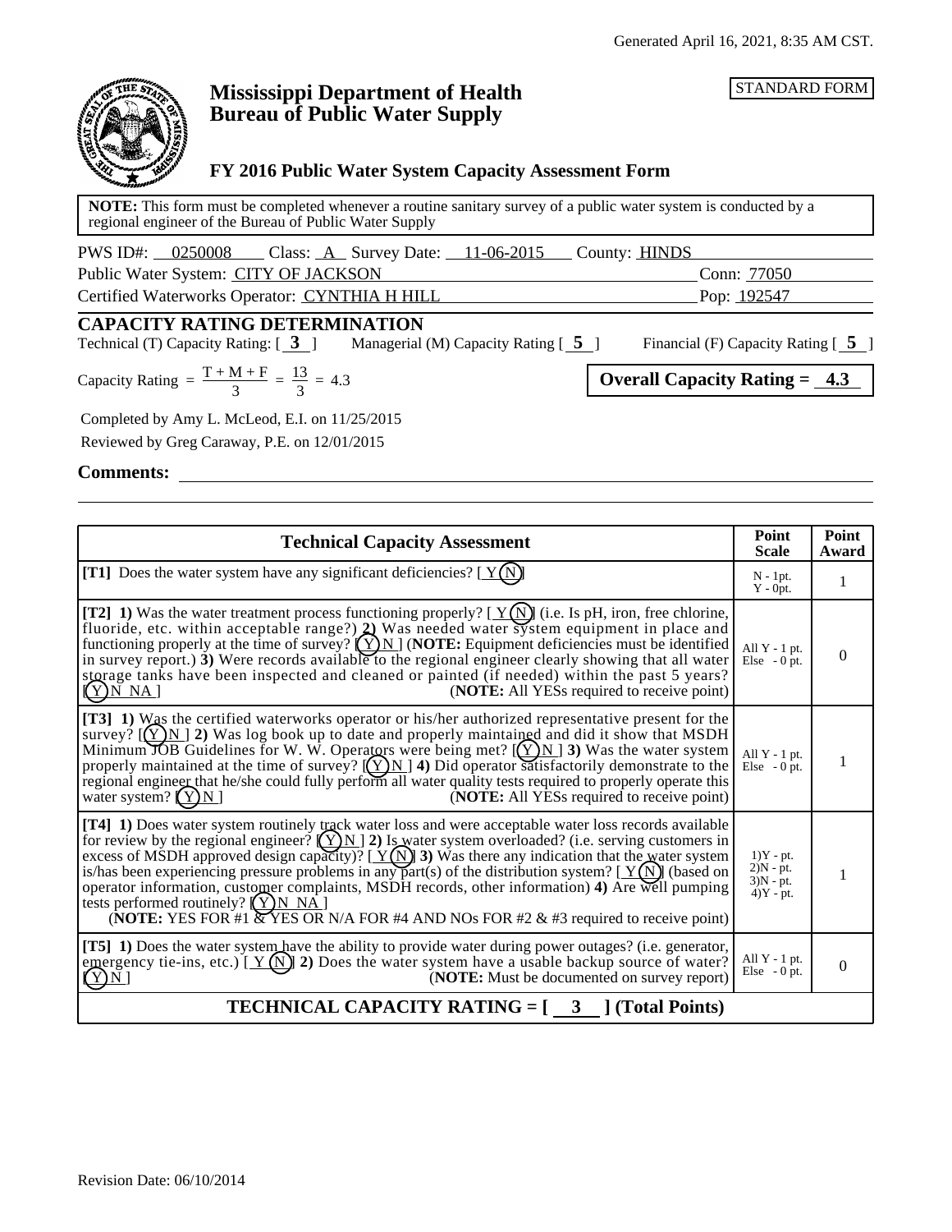Generated April 16, 2021, 8:35 AM CST.

# Mississippi Department of Health
# Bureau of Public Water Supply

STANDARD FORM

## FY 2016 Public Water System Capacity Assessment Form

**NOTE:** This form must be completed whenever a routine sanitary survey of a public water system is conducted by a regional engineer of the Bureau of Public Water Supply

PWS ID#: 0250008 Class: A Survey Date: 11-06-2015 County: HINDS

Public Water System: CITY OF JACKSON Conn: 77050

Certified Waterworks Operator: CYNTHIA H HILL Pop: 192547

## CAPACITY RATING DETERMINATION

Technical (T) Capacity Rating: [ **3** ] Managerial (M) Capacity Rating [ **5** ] Financial (F) Capacity Rating [ **5** ]

Capacity Rating $= \frac{T + M + F}{3} = \frac{13}{3} = 4.3$

**Overall Capacity Rating = 4.3**

Completed by Amy L. McLeod, E.I. on 11/25/2015

Reviewed by Greg Caraway, P.E. on 12/01/2015

**Comments:**

| Technical Capacity Assessment | Point Scale | Point Award |
|---|---|---|
| **[T1]** Does the water system have any significant deficiencies? [ Y (N) ] | N - 1pt. Y - 0pt. | 1 |
| **[T2] 1)** Was the water treatment process functioning properly? [ Y (N) ] (i.e. Is pH, iron, free chlorine, fluoride, etc. within acceptable range?) **2)** Was needed water system equipment in place and functioning properly at the time of survey? [ (Y) N ] (**NOTE:** Equipment deficiencies must be identified in survey report.) **3)** Were records available to the regional engineer clearly showing that all water storage tanks have been inspected and cleaned or painted (if needed) within the past 5 years? [ (Y) N NA ] (**NOTE:** All YESs required to receive point) | All Y - 1 pt. Else - 0 pt. | 0 |
| **[T3] 1)** Was the certified waterworks operator or his/her authorized representative present for the survey? [ (Y) N ] **2)** Was log book up to date and properly maintained and did it show that MSDH Minimum JOB Guidelines for W. W. Operators were being met? [ (Y) N ] **3)** Was the water system properly maintained at the time of survey? [ (Y) N ] **4)** Did operator satisfactorily demonstrate to the regional engineer that he/she could fully perform all water quality tests required to properly operate this water system? [ (Y) N ] (**NOTE:** All YESs required to receive point) | All Y - 1 pt. Else - 0 pt. | 1 |
| **[T4] 1)** Does water system routinely track water loss and were acceptable water loss records available for review by the regional engineer? [ (Y) N ] **2)** Is water system overloaded? (i.e. serving customers in excess of MSDH approved design capacity)? [ Y (N) ] **3)** Was there any indication that the water system is/has been experiencing pressure problems in any part(s) of the distribution system? [ Y (N) ] (based on operator information, customer complaints, MSDH records, other information) **4)** Are well pumping tests performed routinely? [ (Y) N NA ] (**NOTE:** YES FOR #1 & YES OR N/A FOR #4 AND NOs FOR #2 & #3 required to receive point) | 1)Y - pt. 2)N - pt. 3)N - pt. 4)Y - pt. | 1 |
| **[T5] 1)** Does the water system have the ability to provide water during power outages? (i.e. generator, emergency tie-ins, etc.) [ Y (N) ] **2)** Does the water system have a usable backup source of water? [ (Y) N ] (**NOTE:** Must be documented on survey report) | All Y - 1 pt. Else - 0 pt. | 0 |
| **TECHNICAL CAPACITY RATING = [ 3 ] (Total Points)** | | |

Revision Date: 06/10/2014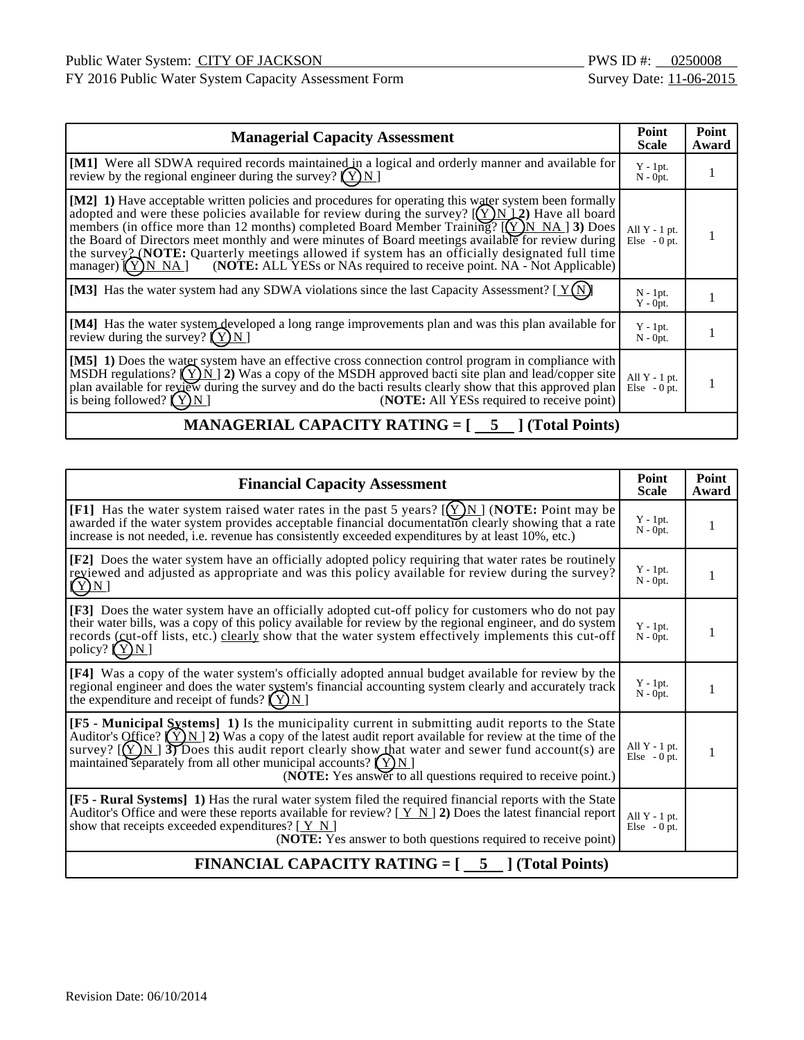Public Water System: CITY OF JACKSON PWS ID #: 0250008

FY 2016 Public Water System Capacity Assessment Form Survey Date: 11-06-2015

| Managerial Capacity Assessment | Point Scale | Point Award |
|---|---|---|
| **[M1]** Were all SDWA required records maintained in a logical and orderly manner and available for review by the regional engineer during the survey? [ (Y) N ] | Y - 1pt. N - 0pt. | 1 |
| **[M2] 1)** Have acceptable written policies and procedures for operating this water system been formally adopted and were these policies available for review during the survey? [ (Y) N ] **2)** Have all board members (in office more than 12 months) completed Board Member Training? [ (Y) N NA ] **3)** Does the Board of Directors meet monthly and were minutes of Board meetings available for review during the survey? (**NOTE:** Quarterly meetings allowed if system has an officially designated full time manager) [ (Y) N NA ] (**NOTE:** ALL YESs or NAs required to receive point. NA - Not Applicable) | All Y - 1 pt. Else - 0 pt. | 1 |
| **[M3]** Has the water system had any SDWA violations since the last Capacity Assessment? [ Y (N) ] | N - 1pt. Y - 0pt. | 1 |
| **[M4]** Has the water system developed a long range improvements plan and was this plan available for review during the survey? [ (Y) N ] | Y - 1pt. N - 0pt. | 1 |
| **[M5] 1)** Does the water system have an effective cross connection control program in compliance with MSDH regulations? [ (Y) N ] **2)** Was a copy of the MSDH approved bacti site plan and lead/copper site plan available for review during the survey and do the bacti results clearly show that this approved plan is being followed? [ (Y) N ] (**NOTE:** All YESs required to receive point) | All Y - 1 pt. Else - 0 pt. | 1 |
| **MANAGERIAL CAPACITY RATING = [ 5 ] (Total Points)** | | |

| Financial Capacity Assessment | Point Scale | Point Award |
|---|---|---|
| **[F1]** Has the water system raised water rates in the past 5 years? [ (Y) N ] (**NOTE:** Point may be awarded if the water system provides acceptable financial documentation clearly showing that a rate increase is not needed, i.e. revenue has consistently exceeded expenditures by at least 10%, etc.) | Y - 1pt. N - 0pt. | 1 |
| **[F2]** Does the water system have an officially adopted policy requiring that water rates be routinely reviewed and adjusted as appropriate and was this policy available for review during the survey? [ (Y) N ] | Y - 1pt. N - 0pt. | 1 |
| **[F3]** Does the water system have an officially adopted cut-off policy for customers who do not pay their water bills, was a copy of this policy available for review by the regional engineer, and do system records (cut-off lists, etc.) clearly show that the water system effectively implements this cut-off policy? [ (Y) N ] | Y - 1pt. N - 0pt. | 1 |
| **[F4]** Was a copy of the water system's officially adopted annual budget available for review by the regional engineer and does the water system's financial accounting system clearly and accurately track the expenditure and receipt of funds? [ (Y) N ] | Y - 1pt. N - 0pt. | 1 |
| **[F5 - Municipal Systems] 1)** Is the municipality current in submitting audit reports to the State Auditor's Office? [ (Y) N ] **2)** Was a copy of the latest audit report available for review at the time of the survey? [ (Y) N ] **3)** Does this audit report clearly show that water and sewer fund account(s) are maintained separately from all other municipal accounts? [ (Y) N ] (**NOTE:** Yes answer to all questions required to receive point.) | All Y - 1 pt. Else - 0 pt. | 1 |
| **[F5 - Rural Systems] 1)** Has the rural water system filed the required financial reports with the State Auditor's Office and were these reports available for review? [ Y N ] **2)** Does the latest financial report show that receipts exceeded expenditures? [ Y N ] (**NOTE:** Yes answer to both questions required to receive point) | All Y - 1 pt. Else - 0 pt. | |
| **FINANCIAL CAPACITY RATING = [ 5 ] (Total Points)** | | |

Revision Date: 06/10/2014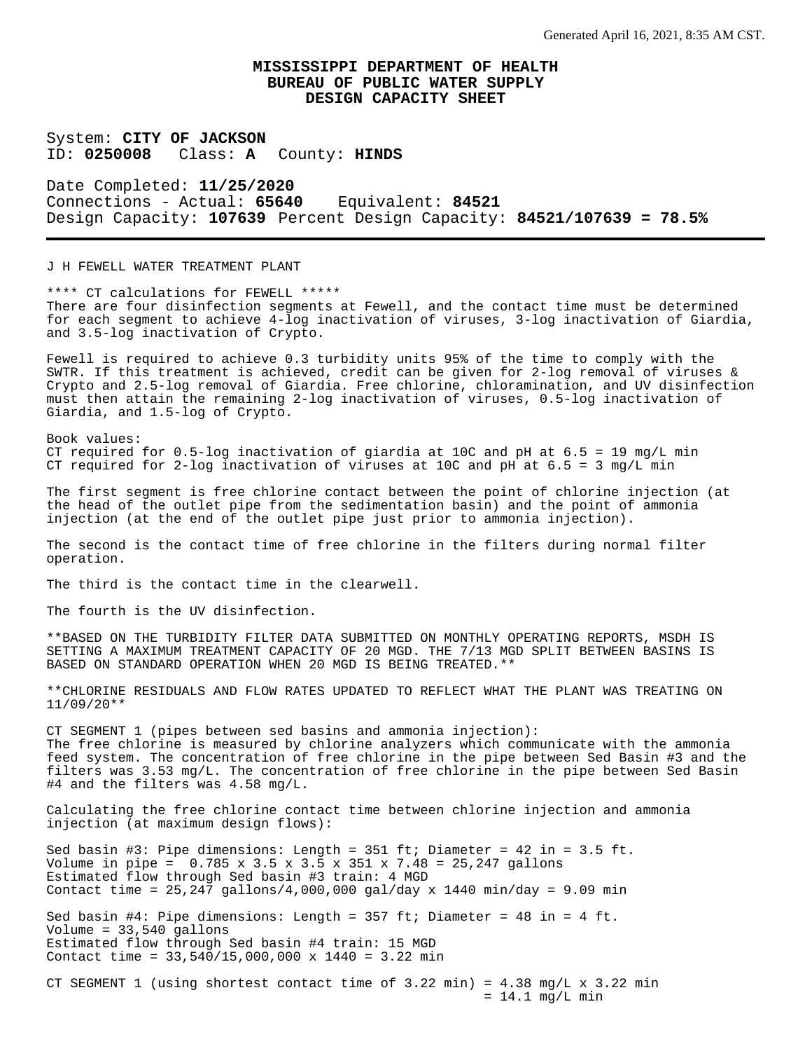Generated April 16, 2021, 8:35 AM CST.

# MISSISSIPPI DEPARTMENT OF HEALTH
## BUREAU OF PUBLIC WATER SUPPLY
## DESIGN CAPACITY SHEET

System: **CITY OF JACKSON**
ID: **0250008** Class: **A** County: **HINDS**

Date Completed: **11/25/2020**
Connections - Actual: **65640** Equivalent: **84521**
Design Capacity: **107639** Percent Design Capacity: **84521/107639 = 78.5%**

---

J H FEWELL WATER TREATMENT PLANT

**** CT calculations for FEWELL *****
There are four disinfection segments at Fewell, and the contact time must be determined for each segment to achieve 4-log inactivation of viruses, 3-log inactivation of Giardia, and 3.5-log inactivation of Crypto.

Fewell is required to achieve 0.3 turbidity units 95% of the time to comply with the SWTR. If this treatment is achieved, credit can be given for 2-log removal of viruses & Crypto and 2.5-log removal of Giardia. Free chlorine, chloramination, and UV disinfection must then attain the remaining 2-log inactivation of viruses, 0.5-log inactivation of Giardia, and 1.5-log of Crypto.

Book values:
CT required for 0.5-log inactivation of giardia at 10C and pH at 6.5 = 19 mg/L min
CT required for 2-log inactivation of viruses at 10C and pH at 6.5 = 3 mg/L min

The first segment is free chlorine contact between the point of chlorine injection (at the head of the outlet pipe from the sedimentation basin) and the point of ammonia injection (at the end of the outlet pipe just prior to ammonia injection).

The second is the contact time of free chlorine in the filters during normal filter operation.

The third is the contact time in the clearwell.

The fourth is the UV disinfection.

**BASED ON THE TURBIDITY FILTER DATA SUBMITTED ON MONTHLY OPERATING REPORTS, MSDH IS SETTING A MAXIMUM TREATMENT CAPACITY OF 20 MGD. THE 7/13 MGD SPLIT BETWEEN BASINS IS BASED ON STANDARD OPERATION WHEN 20 MGD IS BEING TREATED.**

**CHLORINE RESIDUALS AND FLOW RATES UPDATED TO REFLECT WHAT THE PLANT WAS TREATING ON 11/09/20**

CT SEGMENT 1 (pipes between sed basins and ammonia injection):
The free chlorine is measured by chlorine analyzers which communicate with the ammonia feed system. The concentration of free chlorine in the pipe between Sed Basin #3 and the filters was 3.53 mg/L. The concentration of free chlorine in the pipe between Sed Basin #4 and the filters was 4.58 mg/L.

Calculating the free chlorine contact time between chlorine injection and ammonia injection (at maximum design flows):

Sed basin #3: Pipe dimensions: Length = 351 ft; Diameter = 42 in = 3.5 ft.
Volume in pipe = 0.785 x 3.5 x 3.5 x 351 x 7.48 = 25,247 gallons
Estimated flow through Sed basin #3 train: 4 MGD
Contact time = 25,247 gallons/4,000,000 gal/day x 1440 min/day = 9.09 min

Sed basin #4: Pipe dimensions: Length = 357 ft; Diameter = 48 in = 4 ft.
Volume = 33,540 gallons
Estimated flow through Sed basin #4 train: 15 MGD
Contact time = 33,540/15,000,000 x 1440 = 3.22 min

CT SEGMENT 1 (using shortest contact time of 3.22 min) = 4.38 mg/L x 3.22 min
= 14.1 mg/L min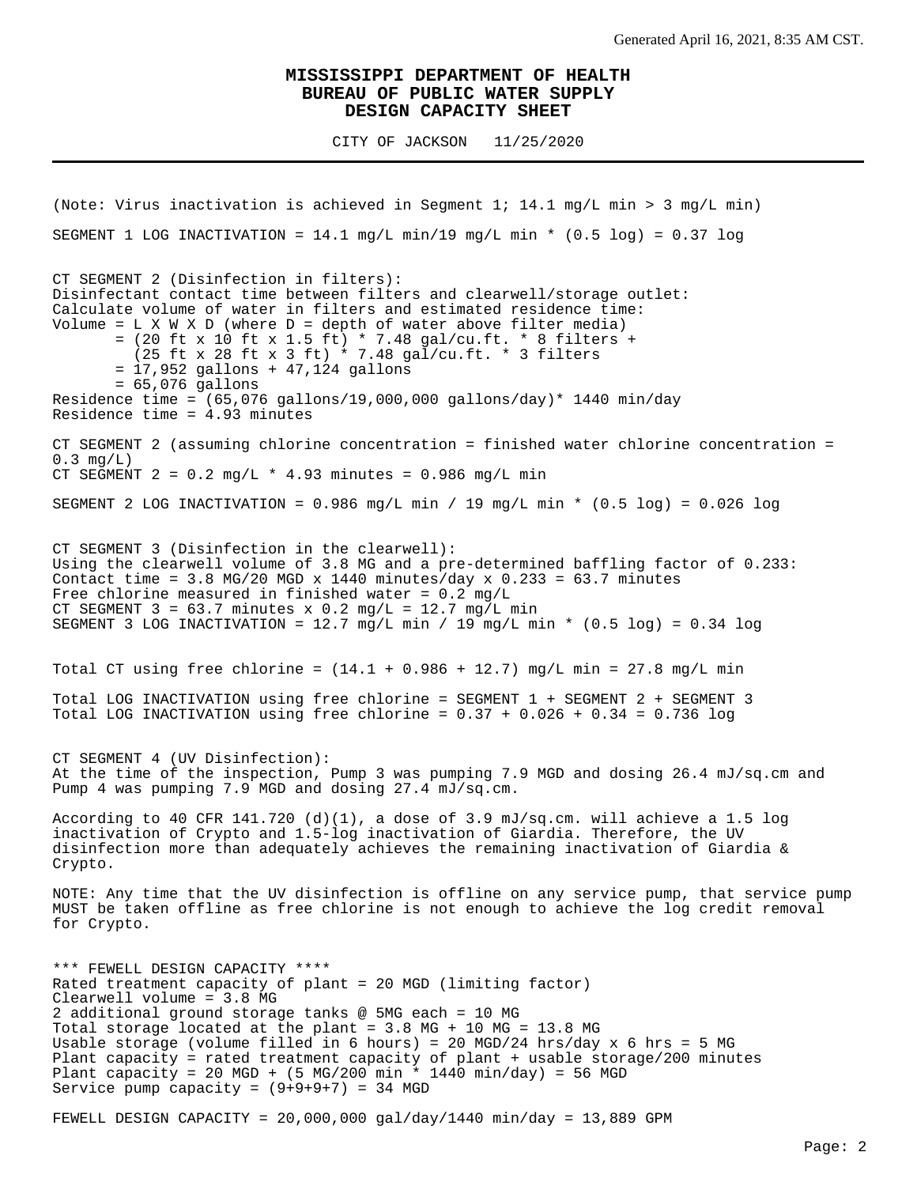# MISSISSIPPI DEPARTMENT OF HEALTH
## BUREAU OF PUBLIC WATER SUPPLY
## DESIGN CAPACITY SHEET

CITY OF JACKSON 11/25/2020

---

(Note: Virus inactivation is achieved in Segment 1; 14.1 mg/L min > 3 mg/L min)

SEGMENT 1 LOG INACTIVATION = 14.1 mg/L min/19 mg/L min * (0.5 log) = 0.37 log

CT SEGMENT 2 (Disinfection in filters):
Disinfectant contact time between filters and clearwell/storage outlet:
Calculate volume of water in filters and estimated residence time:
Volume = L X W X D (where D = depth of water above filter media)
= (20 ft x 10 ft x 1.5 ft) * 7.48 gal/cu.ft. * 8 filters +
(25 ft x 28 ft x 3 ft) * 7.48 gal/cu.ft. * 3 filters
= 17,952 gallons + 47,124 gallons
= 65,076 gallons
Residence time = (65,076 gallons/19,000,000 gallons/day)* 1440 min/day
Residence time = 4.93 minutes

CT SEGMENT 2 (assuming chlorine concentration = finished water chlorine concentration = 0.3 mg/L)
CT SEGMENT 2 = 0.2 mg/L * 4.93 minutes = 0.986 mg/L min

SEGMENT 2 LOG INACTIVATION = 0.986 mg/L min / 19 mg/L min * (0.5 log) = 0.026 log

CT SEGMENT 3 (Disinfection in the clearwell):
Using the clearwell volume of 3.8 MG and a pre-determined baffling factor of 0.233:
Contact time = 3.8 MG/20 MGD x 1440 minutes/day x 0.233 = 63.7 minutes
Free chlorine measured in finished water = 0.2 mg/L
CT SEGMENT 3 = 63.7 minutes x 0.2 mg/L = 12.7 mg/L min
SEGMENT 3 LOG INACTIVATION = 12.7 mg/L min / 19 mg/L min * (0.5 log) = 0.34 log

Total CT using free chlorine = (14.1 + 0.986 + 12.7) mg/L min = 27.8 mg/L min

Total LOG INACTIVATION using free chlorine = SEGMENT 1 + SEGMENT 2 + SEGMENT 3
Total LOG INACTIVATION using free chlorine = 0.37 + 0.026 + 0.34 = 0.736 log

CT SEGMENT 4 (UV Disinfection):
At the time of the inspection, Pump 3 was pumping 7.9 MGD and dosing 26.4 mJ/sq.cm and Pump 4 was pumping 7.9 MGD and dosing 27.4 mJ/sq.cm.

According to 40 CFR 141.720 (d)(1), a dose of 3.9 mJ/sq.cm. will achieve a 1.5 log inactivation of Crypto and 1.5-log inactivation of Giardia. Therefore, the UV disinfection more than adequately achieves the remaining inactivation of Giardia & Crypto.

NOTE: Any time that the UV disinfection is offline on any service pump, that service pump MUST be taken offline as free chlorine is not enough to achieve the log credit removal for Crypto.

*** FEWELL DESIGN CAPACITY ****
Rated treatment capacity of plant = 20 MGD (limiting factor)
Clearwell volume = 3.8 MG
2 additional ground storage tanks @ 5MG each = 10 MG
Total storage located at the plant = 3.8 MG + 10 MG = 13.8 MG
Usable storage (volume filled in 6 hours) = 20 MGD/24 hrs/day x 6 hrs = 5 MG
Plant capacity = rated treatment capacity of plant + usable storage/200 minutes
Plant capacity = 20 MGD + (5 MG/200 min * 1440 min/day) = 56 MGD
Service pump capacity = (9+9+9+7) = 34 MGD

FEWELL DESIGN CAPACITY = 20,000,000 gal/day/1440 min/day = 13,889 GPM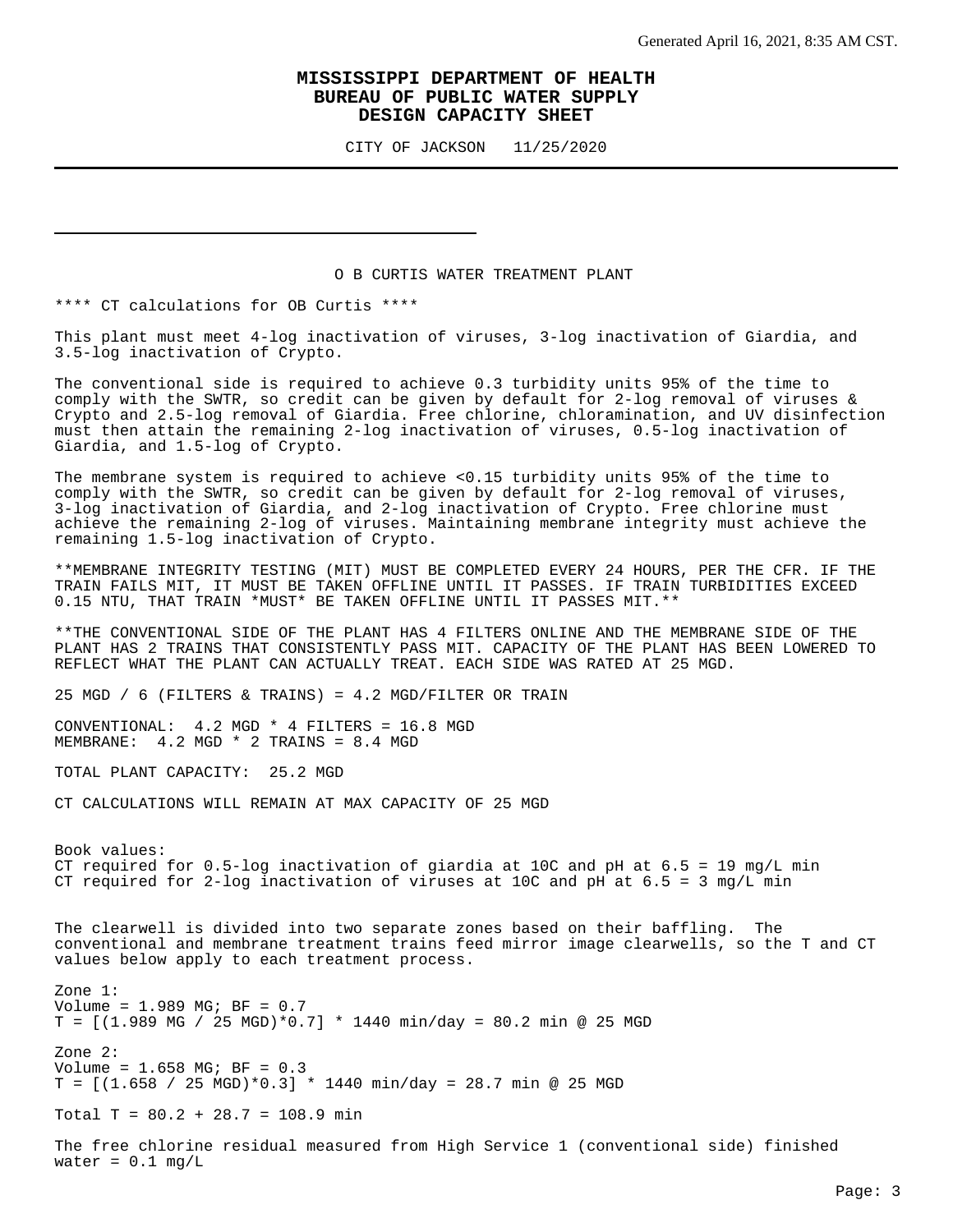Generated April 16, 2021, 8:35 AM CST.

# MISSISSIPPI DEPARTMENT OF HEALTH
# BUREAU OF PUBLIC WATER SUPPLY
# DESIGN CAPACITY SHEET

CITY OF JACKSON 11/25/2020

---

## O B CURTIS WATER TREATMENT PLANT

**** CT calculations for OB Curtis ****

This plant must meet 4-log inactivation of viruses, 3-log inactivation of Giardia, and 3.5-log inactivation of Crypto.

The conventional side is required to achieve 0.3 turbidity units 95% of the time to comply with the SWTR, so credit can be given by default for 2-log removal of viruses & Crypto and 2.5-log removal of Giardia. Free chlorine, chloramination, and UV disinfection must then attain the remaining 2-log inactivation of viruses, 0.5-log inactivation of Giardia, and 1.5-log of Crypto.

The membrane system is required to achieve <0.15 turbidity units 95% of the time to comply with the SWTR, so credit can be given by default for 2-log removal of viruses, 3-log inactivation of Giardia, and 2-log inactivation of Crypto. Free chlorine must achieve the remaining 2-log of viruses. Maintaining membrane integrity must achieve the remaining 1.5-log inactivation of Crypto.

**MEMBRANE INTEGRITY TESTING (MIT) MUST BE COMPLETED EVERY 24 HOURS, PER THE CFR. IF THE TRAIN FAILS MIT, IT MUST BE TAKEN OFFLINE UNTIL IT PASSES. IF TRAIN TURBIDITIES EXCEED 0.15 NTU, THAT TRAIN *MUST* BE TAKEN OFFLINE UNTIL IT PASSES MIT.**

**THE CONVENTIONAL SIDE OF THE PLANT HAS 4 FILTERS ONLINE AND THE MEMBRANE SIDE OF THE PLANT HAS 2 TRAINS THAT CONSISTENTLY PASS MIT. CAPACITY OF THE PLANT HAS BEEN LOWERED TO REFLECT WHAT THE PLANT CAN ACTUALLY TREAT. EACH SIDE WAS RATED AT 25 MGD.**

25 MGD / 6 (FILTERS & TRAINS) = 4.2 MGD/FILTER OR TRAIN

CONVENTIONAL: 4.2 MGD * 4 FILTERS = 16.8 MGD
MEMBRANE: 4.2 MGD * 2 TRAINS = 8.4 MGD

TOTAL PLANT CAPACITY: 25.2 MGD

CT CALCULATIONS WILL REMAIN AT MAX CAPACITY OF 25 MGD

Book values:
CT required for 0.5-log inactivation of giardia at 10C and pH at 6.5 = 19 mg/L min
CT required for 2-log inactivation of viruses at 10C and pH at 6.5 = 3 mg/L min

The clearwell is divided into two separate zones based on their baffling. The conventional and membrane treatment trains feed mirror image clearwells, so the T and CT values below apply to each treatment process.

Zone 1:
Volume = 1.989 MG; BF = 0.7
T = [(1.989 MG / 25 MGD)*0.7] * 1440 min/day = 80.2 min @ 25 MGD

Zone 2:
Volume = 1.658 MG; BF = 0.3
T = [(1.658 / 25 MGD)*0.3] * 1440 min/day = 28.7 min @ 25 MGD

Total T = 80.2 + 28.7 = 108.9 min

The free chlorine residual measured from High Service 1 (conventional side) finished water = 0.1 mg/L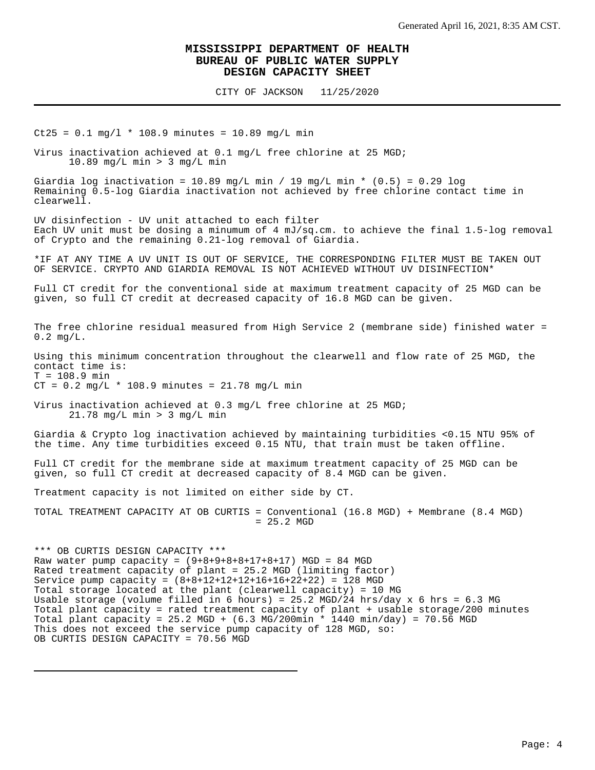# MISSISSIPPI DEPARTMENT OF HEALTH
# BUREAU OF PUBLIC WATER SUPPLY
# DESIGN CAPACITY SHEET

CITY OF JACKSON 11/25/2020

---

$Ct25 = 0.1$ mg/l * 108.9 minutes = 10.89 mg/L min

Virus inactivation achieved at 0.1 mg/L free chlorine at 25 MGD;
10.89 mg/L min > 3 mg/L min

Giardia log inactivation = 10.89 mg/L min / 19 mg/L min * (0.5) = 0.29 log
Remaining 0.5-log Giardia inactivation not achieved by free chlorine contact time in clearwell.

UV disinfection - UV unit attached to each filter
Each UV unit must be dosing a minumum of 4 mJ/sq.cm. to achieve the final 1.5-log removal of Crypto and the remaining 0.21-log removal of Giardia.

*IF AT ANY TIME A UV UNIT IS OUT OF SERVICE, THE CORRESPONDING FILTER MUST BE TAKEN OUT OF SERVICE. CRYPTO AND GIARDIA REMOVAL IS NOT ACHIEVED WITHOUT UV DISINFECTION*

Full CT credit for the conventional side at maximum treatment capacity of 25 MGD can be given, so full CT credit at decreased capacity of 16.8 MGD can be given.

The free chlorine residual measured from High Service 2 (membrane side) finished water = 0.2 mg/L.

Using this minimum concentration throughout the clearwell and flow rate of 25 MGD, the contact time is:
T = 108.9 min
CT = 0.2 mg/L * 108.9 minutes = 21.78 mg/L min

Virus inactivation achieved at 0.3 mg/L free chlorine at 25 MGD;
21.78 mg/L min > 3 mg/L min

Giardia & Crypto log inactivation achieved by maintaining turbidities <0.15 NTU 95% of the time. Any time turbidities exceed 0.15 NTU, that train must be taken offline.

Full CT credit for the membrane side at maximum treatment capacity of 25 MGD can be given, so full CT credit at decreased capacity of 8.4 MGD can be given.

Treatment capacity is not limited on either side by CT.

TOTAL TREATMENT CAPACITY AT OB CURTIS = Conventional (16.8 MGD) + Membrane (8.4 MGD)
= 25.2 MGD

*** OB CURTIS DESIGN CAPACITY ***
Raw water pump capacity = (9+8+9+8+8+17+8+17) MGD = 84 MGD
Rated treatment capacity of plant = 25.2 MGD (limiting factor)
Service pump capacity = (8+8+12+12+12+16+16+22+22) = 128 MGD
Total storage located at the plant (clearwell capacity) = 10 MG
Usable storage (volume filled in 6 hours) = 25.2 MGD/24 hrs/day x 6 hrs = 6.3 MG
Total plant capacity = rated treatment capacity of plant + usable storage/200 minutes
Total plant capacity = 25.2 MGD + (6.3 MG/200min * 1440 min/day) = 70.56 MGD
This does not exceed the service pump capacity of 128 MGD, so:
OB CURTIS DESIGN CAPACITY = 70.56 MGD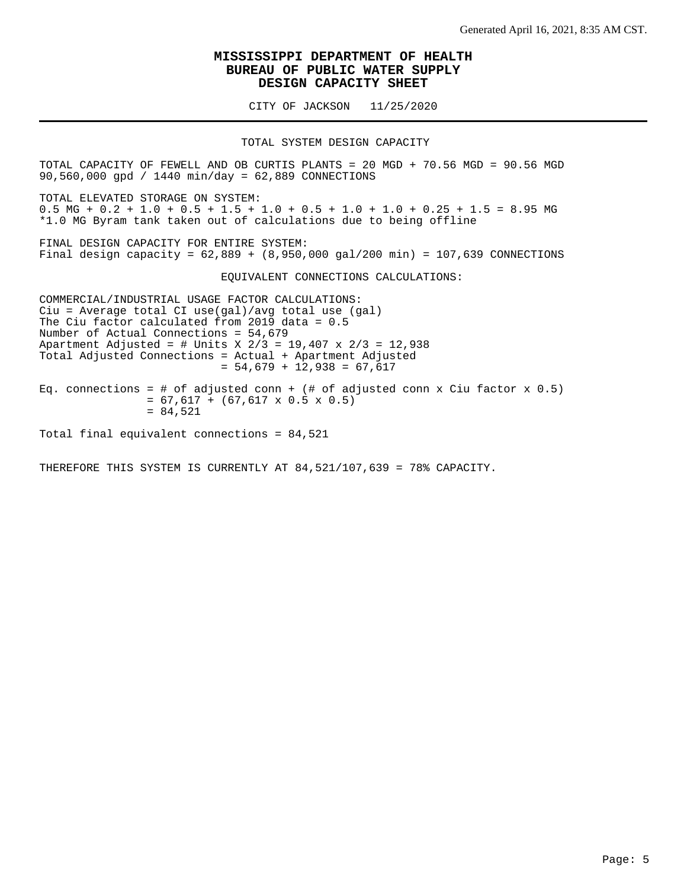# MISSISSIPPI DEPARTMENT OF HEALTH
# BUREAU OF PUBLIC WATER SUPPLY
# DESIGN CAPACITY SHEET

CITY OF JACKSON 11/25/2020

---

## TOTAL SYSTEM DESIGN CAPACITY

TOTAL CAPACITY OF FEWELL AND OB CURTIS PLANTS = 20 MGD + 70.56 MGD = 90.56 MGD
90,560,000 gpd / 1440 min/day = 62,889 CONNECTIONS

TOTAL ELEVATED STORAGE ON SYSTEM:
0.5 MG + 0.2 + 1.0 + 0.5 + 1.5 + 1.0 + 0.5 + 1.0 + 1.0 + 0.25 + 1.5 = 8.95 MG
*1.0 MG Byram tank taken out of calculations due to being offline

FINAL DESIGN CAPACITY FOR ENTIRE SYSTEM:
Final design capacity = 62,889 + (8,950,000 gal/200 min) = 107,639 CONNECTIONS

## EQUIVALENT CONNECTIONS CALCULATIONS:

COMMERCIAL/INDUSTRIAL USAGE FACTOR CALCULATIONS:
Ciu = Average total CI use(gal)/avg total use (gal)
The Ciu factor calculated from 2019 data = 0.5
Number of Actual Connections = 54,679
Apartment Adjusted = # Units X 2/3 = 19,407 x 2/3 = 12,938
Total Adjusted Connections = Actual + Apartment Adjusted
= 54,679 + 12,938 = 67,617

Eq. connections = # of adjusted conn + (# of adjusted conn x Ciu factor x 0.5)
= 67,617 + (67,617 x 0.5 x 0.5)
= 84,521

Total final equivalent connections = 84,521

THEREFORE THIS SYSTEM IS CURRENTLY AT 84,521/107,639 = 78% CAPACITY.